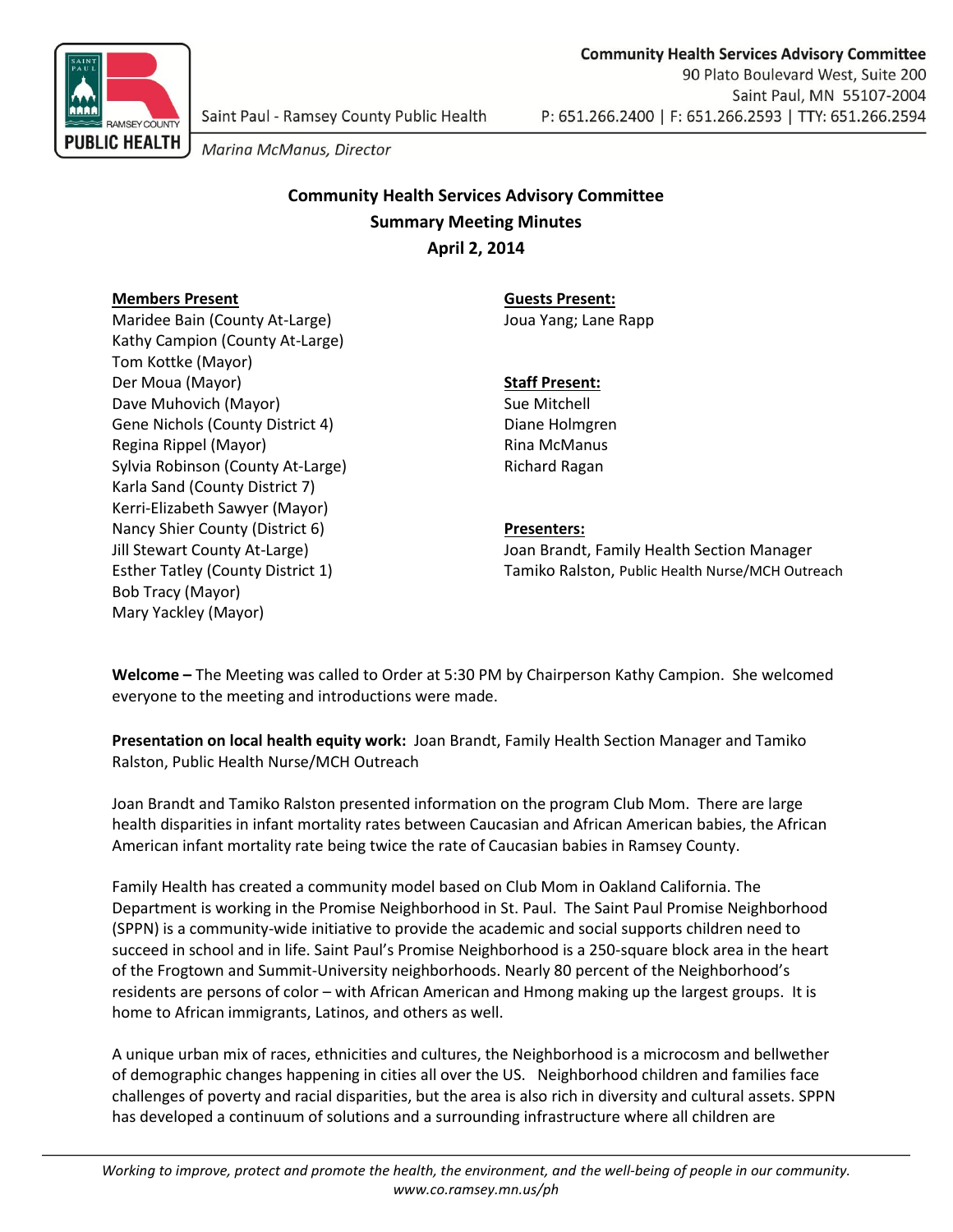Saint Paul - Ramsey County Public Health

*Marina McManus, Director*

**Community Health Services Advisory Committee**
90 Plato Boulevard West, Suite 200
Saint Paul, MN 55107-2004
P: 651.266.2400 | F: 651.266.2593 | TTY: 651.266.2594

## Community Health Services Advisory Committee
## Summary Meeting Minutes
## April 2, 2014

**Members Present**

Maridee Bain (County At-Large)
Kathy Campion (County At-Large)
Tom Kottke (Mayor)
Der Moua (Mayor)
Dave Muhovich (Mayor)
Gene Nichols (County District 4)
Regina Rippel (Mayor)
Sylvia Robinson (County At-Large)
Karla Sand (County District 7)
Kerri-Elizabeth Sawyer (Mayor)
Nancy Shier County (District 6)
Jill Stewart County At-Large)
Esther Tatley (County District 1)
Bob Tracy (Mayor)
Mary Yackley (Mayor)

**Guests Present:**

Joua Yang; Lane Rapp

**Staff Present:**

Sue Mitchell
Diane Holmgren
Rina McManus
Richard Ragan

**Presenters:**

Joan Brandt, Family Health Section Manager
Tamiko Ralston, Public Health Nurse/MCH Outreach

**Welcome –** The Meeting was called to Order at 5:30 PM by Chairperson Kathy Campion. She welcomed everyone to the meeting and introductions were made.

**Presentation on local health equity work:** Joan Brandt, Family Health Section Manager and Tamiko Ralston, Public Health Nurse/MCH Outreach

Joan Brandt and Tamiko Ralston presented information on the program Club Mom. There are large health disparities in infant mortality rates between Caucasian and African American babies, the African American infant mortality rate being twice the rate of Caucasian babies in Ramsey County.

Family Health has created a community model based on Club Mom in Oakland California. The Department is working in the Promise Neighborhood in St. Paul. The Saint Paul Promise Neighborhood (SPPN) is a community-wide initiative to provide the academic and social supports children need to succeed in school and in life. Saint Paul's Promise Neighborhood is a 250-square block area in the heart of the Frogtown and Summit-University neighborhoods. Nearly 80 percent of the Neighborhood's residents are persons of color – with African American and Hmong making up the largest groups. It is home to African immigrants, Latinos, and others as well.

A unique urban mix of races, ethnicities and cultures, the Neighborhood is a microcosm and bellwether of demographic changes happening in cities all over the US. Neighborhood children and families face challenges of poverty and racial disparities, but the area is also rich in diversity and cultural assets. SPPN has developed a continuum of solutions and a surrounding infrastructure where all children are

*Working to improve, protect and promote the health, the environment, and the well-being of people in our community.*
*www.co.ramsey.mn.us/ph*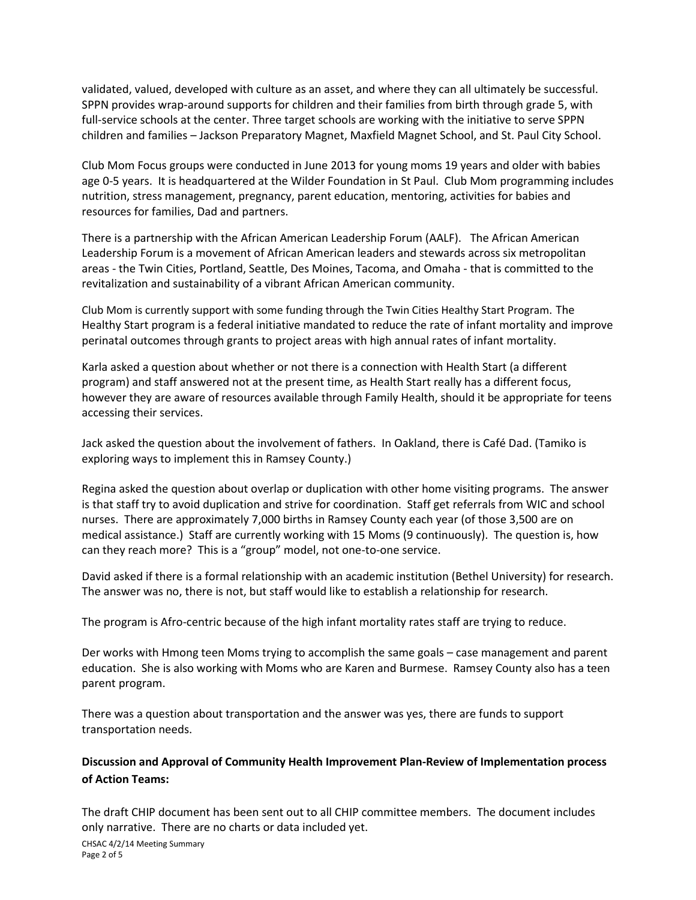validated, valued, developed with culture as an asset, and where they can all ultimately be successful. SPPN provides wrap-around supports for children and their families from birth through grade 5, with full-service schools at the center. Three target schools are working with the initiative to serve SPPN children and families – Jackson Preparatory Magnet, Maxfield Magnet School, and St. Paul City School.

Club Mom Focus groups were conducted in June 2013 for young moms 19 years and older with babies age 0-5 years. It is headquartered at the Wilder Foundation in St Paul. Club Mom programming includes nutrition, stress management, pregnancy, parent education, mentoring, activities for babies and resources for families, Dad and partners.

There is a partnership with the African American Leadership Forum (AALF). The African American Leadership Forum is a movement of African American leaders and stewards across six metropolitan areas - the Twin Cities, Portland, Seattle, Des Moines, Tacoma, and Omaha - that is committed to the revitalization and sustainability of a vibrant African American community.

Club Mom is currently support with some funding through the Twin Cities Healthy Start Program. The Healthy Start program is a federal initiative mandated to reduce the rate of infant mortality and improve perinatal outcomes through grants to project areas with high annual rates of infant mortality.

Karla asked a question about whether or not there is a connection with Health Start (a different program) and staff answered not at the present time, as Health Start really has a different focus, however they are aware of resources available through Family Health, should it be appropriate for teens accessing their services.

Jack asked the question about the involvement of fathers. In Oakland, there is Café Dad. (Tamiko is exploring ways to implement this in Ramsey County.)

Regina asked the question about overlap or duplication with other home visiting programs. The answer is that staff try to avoid duplication and strive for coordination. Staff get referrals from WIC and school nurses. There are approximately 7,000 births in Ramsey County each year (of those 3,500 are on medical assistance.) Staff are currently working with 15 Moms (9 continuously). The question is, how can they reach more? This is a "group" model, not one-to-one service.

David asked if there is a formal relationship with an academic institution (Bethel University) for research. The answer was no, there is not, but staff would like to establish a relationship for research.

The program is Afro-centric because of the high infant mortality rates staff are trying to reduce.

Der works with Hmong teen Moms trying to accomplish the same goals – case management and parent education. She is also working with Moms who are Karen and Burmese. Ramsey County also has a teen parent program.

There was a question about transportation and the answer was yes, there are funds to support transportation needs.

**Discussion and Approval of Community Health Improvement Plan-Review of Implementation process of Action Teams:**

The draft CHIP document has been sent out to all CHIP committee members. The document includes only narrative. There are no charts or data included yet.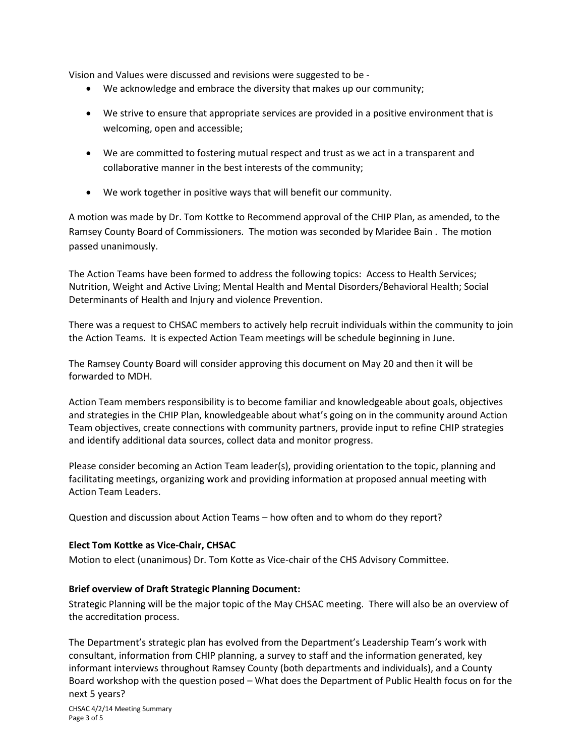Vision and Values were discussed and revisions were suggested to be -

- We acknowledge and embrace the diversity that makes up our community;
- We strive to ensure that appropriate services are provided in a positive environment that is welcoming, open and accessible;
- We are committed to fostering mutual respect and trust as we act in a transparent and collaborative manner in the best interests of the community;
- We work together in positive ways that will benefit our community.

A motion was made by Dr. Tom Kottke to Recommend approval of the CHIP Plan, as amended, to the Ramsey County Board of Commissioners. The motion was seconded by Maridee Bain . The motion passed unanimously.

The Action Teams have been formed to address the following topics: Access to Health Services; Nutrition, Weight and Active Living; Mental Health and Mental Disorders/Behavioral Health; Social Determinants of Health and Injury and violence Prevention.

There was a request to CHSAC members to actively help recruit individuals within the community to join the Action Teams. It is expected Action Team meetings will be schedule beginning in June.

The Ramsey County Board will consider approving this document on May 20 and then it will be forwarded to MDH.

Action Team members responsibility is to become familiar and knowledgeable about goals, objectives and strategies in the CHIP Plan, knowledgeable about what's going on in the community around Action Team objectives, create connections with community partners, provide input to refine CHIP strategies and identify additional data sources, collect data and monitor progress.

Please consider becoming an Action Team leader(s), providing orientation to the topic, planning and facilitating meetings, organizing work and providing information at proposed annual meeting with Action Team Leaders.

Question and discussion about Action Teams – how often and to whom do they report?

**Elect Tom Kottke as Vice-Chair, CHSAC**

Motion to elect (unanimous) Dr. Tom Kotte as Vice-chair of the CHS Advisory Committee.

**Brief overview of Draft Strategic Planning Document:**

Strategic Planning will be the major topic of the May CHSAC meeting. There will also be an overview of the accreditation process.

The Department's strategic plan has evolved from the Department's Leadership Team's work with consultant, information from CHIP planning, a survey to staff and the information generated, key informant interviews throughout Ramsey County (both departments and individuals), and a County Board workshop with the question posed – What does the Department of Public Health focus on for the next 5 years?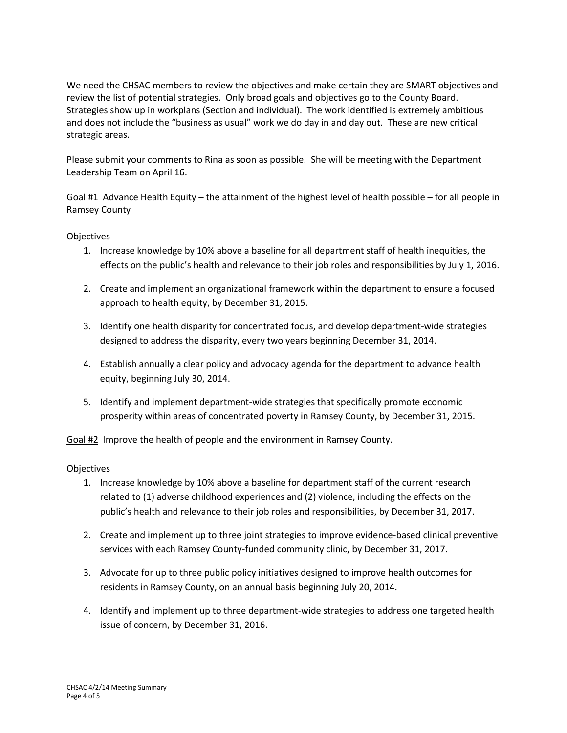We need the CHSAC members to review the objectives and make certain they are SMART objectives and review the list of potential strategies. Only broad goals and objectives go to the County Board. Strategies show up in workplans (Section and individual). The work identified is extremely ambitious and does not include the "business as usual" work we do day in and day out. These are new critical strategic areas.

Please submit your comments to Rina as soon as possible. She will be meeting with the Department Leadership Team on April 16.

<u>Goal #1</u> Advance Health Equity – the attainment of the highest level of health possible – for all people in Ramsey County

Objectives

1. Increase knowledge by 10% above a baseline for all department staff of health inequities, the effects on the public's health and relevance to their job roles and responsibilities by July 1, 2016.

2. Create and implement an organizational framework within the department to ensure a focused approach to health equity, by December 31, 2015.

3. Identify one health disparity for concentrated focus, and develop department-wide strategies designed to address the disparity, every two years beginning December 31, 2014.

4. Establish annually a clear policy and advocacy agenda for the department to advance health equity, beginning July 30, 2014.

5. Identify and implement department-wide strategies that specifically promote economic prosperity within areas of concentrated poverty in Ramsey County, by December 31, 2015.

<u>Goal #2</u> Improve the health of people and the environment in Ramsey County.

Objectives

1. Increase knowledge by 10% above a baseline for department staff of the current research related to (1) adverse childhood experiences and (2) violence, including the effects on the public's health and relevance to their job roles and responsibilities, by December 31, 2017.

2. Create and implement up to three joint strategies to improve evidence-based clinical preventive services with each Ramsey County-funded community clinic, by December 31, 2017.

3. Advocate for up to three public policy initiatives designed to improve health outcomes for residents in Ramsey County, on an annual basis beginning July 20, 2014.

4. Identify and implement up to three department-wide strategies to address one targeted health issue of concern, by December 31, 2016.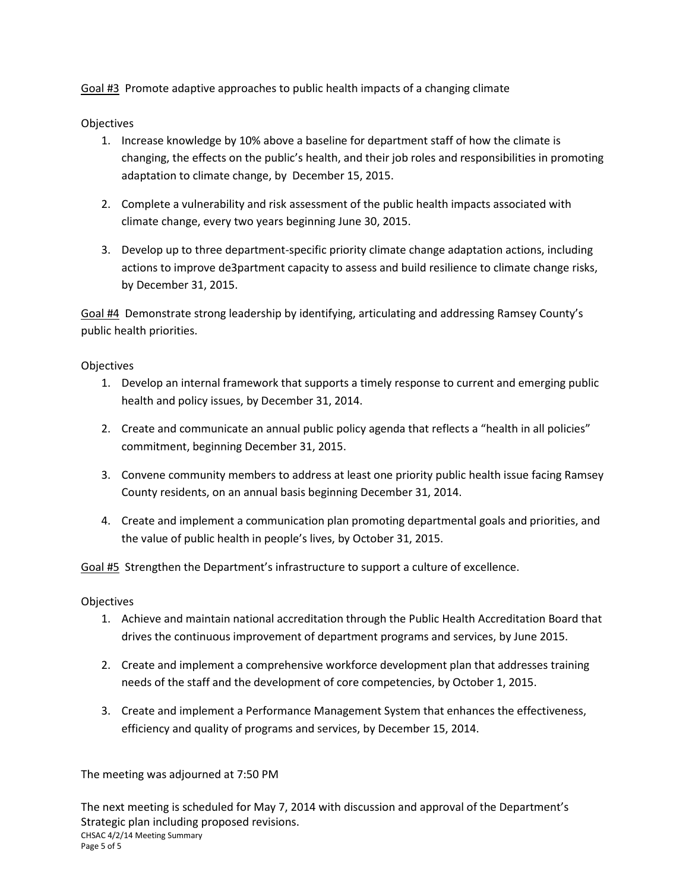Goal #3 Promote adaptive approaches to public health impacts of a changing climate

Objectives

1. Increase knowledge by 10% above a baseline for department staff of how the climate is changing, the effects on the public's health, and their job roles and responsibilities in promoting adaptation to climate change, by December 15, 2015.

2. Complete a vulnerability and risk assessment of the public health impacts associated with climate change, every two years beginning June 30, 2015.

3. Develop up to three department-specific priority climate change adaptation actions, including actions to improve de3partment capacity to assess and build resilience to climate change risks, by December 31, 2015.

Goal #4 Demonstrate strong leadership by identifying, articulating and addressing Ramsey County's public health priorities.

Objectives

1. Develop an internal framework that supports a timely response to current and emerging public health and policy issues, by December 31, 2014.

2. Create and communicate an annual public policy agenda that reflects a "health in all policies" commitment, beginning December 31, 2015.

3. Convene community members to address at least one priority public health issue facing Ramsey County residents, on an annual basis beginning December 31, 2014.

4. Create and implement a communication plan promoting departmental goals and priorities, and the value of public health in people's lives, by October 31, 2015.

Goal #5 Strengthen the Department's infrastructure to support a culture of excellence.

Objectives

1. Achieve and maintain national accreditation through the Public Health Accreditation Board that drives the continuous improvement of department programs and services, by June 2015.

2. Create and implement a comprehensive workforce development plan that addresses training needs of the staff and the development of core competencies, by October 1, 2015.

3. Create and implement a Performance Management System that enhances the effectiveness, efficiency and quality of programs and services, by December 15, 2014.

The meeting was adjourned at 7:50 PM

The next meeting is scheduled for May 7, 2014 with discussion and approval of the Department's Strategic plan including proposed revisions.